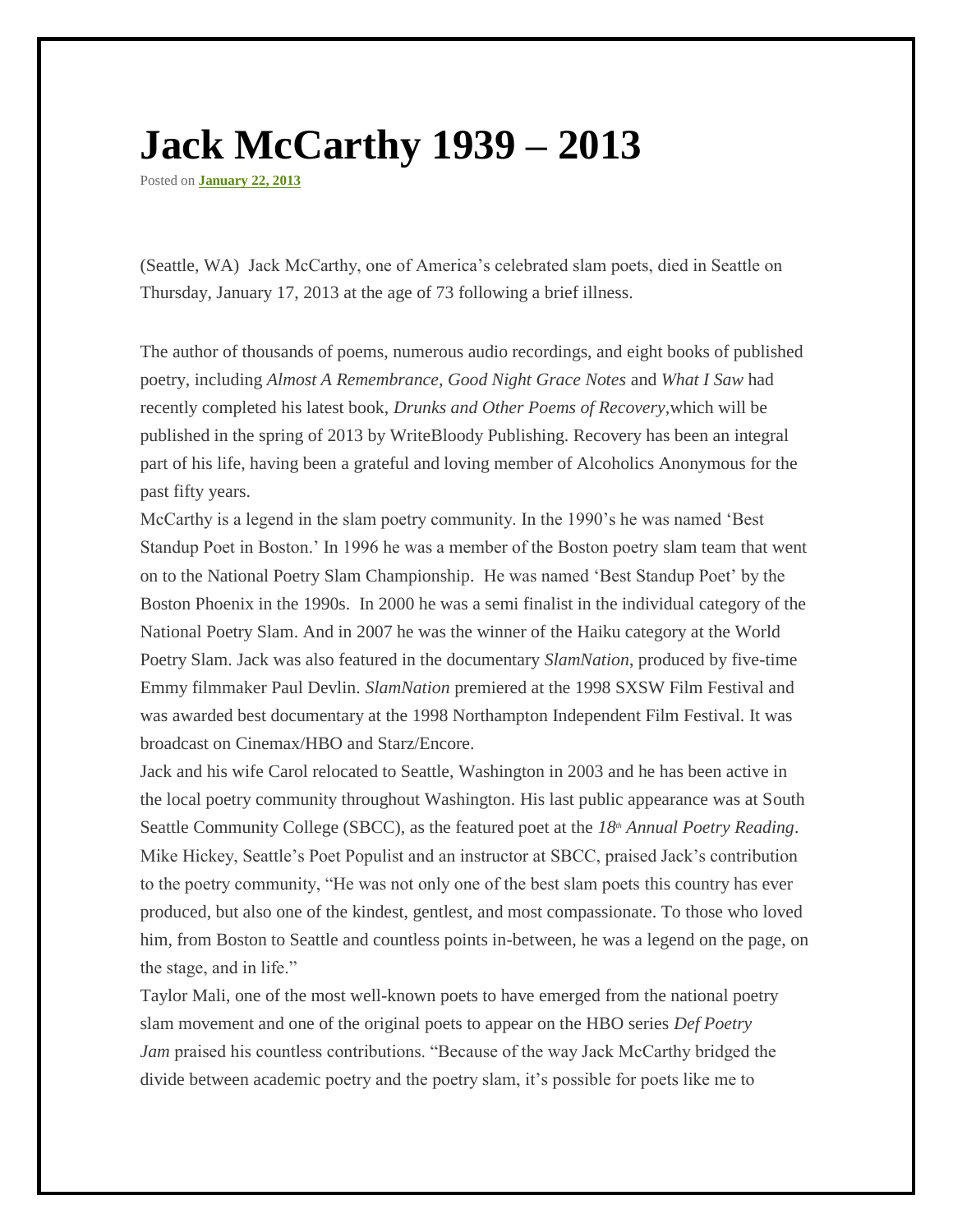# Jack McCarthy 1939 – 2013

Posted on **January 22, 2013**

(Seattle, WA) Jack McCarthy, one of America's celebrated slam poets, died in Seattle on Thursday, January 17, 2013 at the age of 73 following a brief illness.

The author of thousands of poems, numerous audio recordings, and eight books of published poetry, including *Almost A Remembrance, Good Night Grace Notes* and *What I Saw* had recently completed his latest book, *Drunks and Other Poems of Recovery,*which will be published in the spring of 2013 by WriteBloody Publishing. Recovery has been an integral part of his life, having been a grateful and loving member of Alcoholics Anonymous for the past fifty years.

McCarthy is a legend in the slam poetry community. In the 1990's he was named 'Best Standup Poet in Boston.' In 1996 he was a member of the Boston poetry slam team that went on to the National Poetry Slam Championship. He was named 'Best Standup Poet' by the Boston Phoenix in the 1990s. In 2000 he was a semi finalist in the individual category of the National Poetry Slam. And in 2007 he was the winner of the Haiku category at the World Poetry Slam. Jack was also featured in the documentary *SlamNation*, produced by five-time Emmy filmmaker Paul Devlin. *SlamNation* premiered at the 1998 SXSW Film Festival and was awarded best documentary at the 1998 Northampton Independent Film Festival. It was broadcast on Cinemax/HBO and Starz/Encore.

Jack and his wife Carol relocated to Seattle, Washington in 2003 and he has been active in the local poetry community throughout Washington. His last public appearance was at South Seattle Community College (SBCC), as the featured poet at the *18th Annual Poetry Reading*. Mike Hickey, Seattle's Poet Populist and an instructor at SBCC, praised Jack's contribution to the poetry community, "He was not only one of the best slam poets this country has ever produced, but also one of the kindest, gentlest, and most compassionate. To those who loved him, from Boston to Seattle and countless points in-between, he was a legend on the page, on the stage, and in life."

Taylor Mali, one of the most well-known poets to have emerged from the national poetry slam movement and one of the original poets to appear on the HBO series *Def Poetry Jam* praised his countless contributions. "Because of the way Jack McCarthy bridged the divide between academic poetry and the poetry slam, it's possible for poets like me to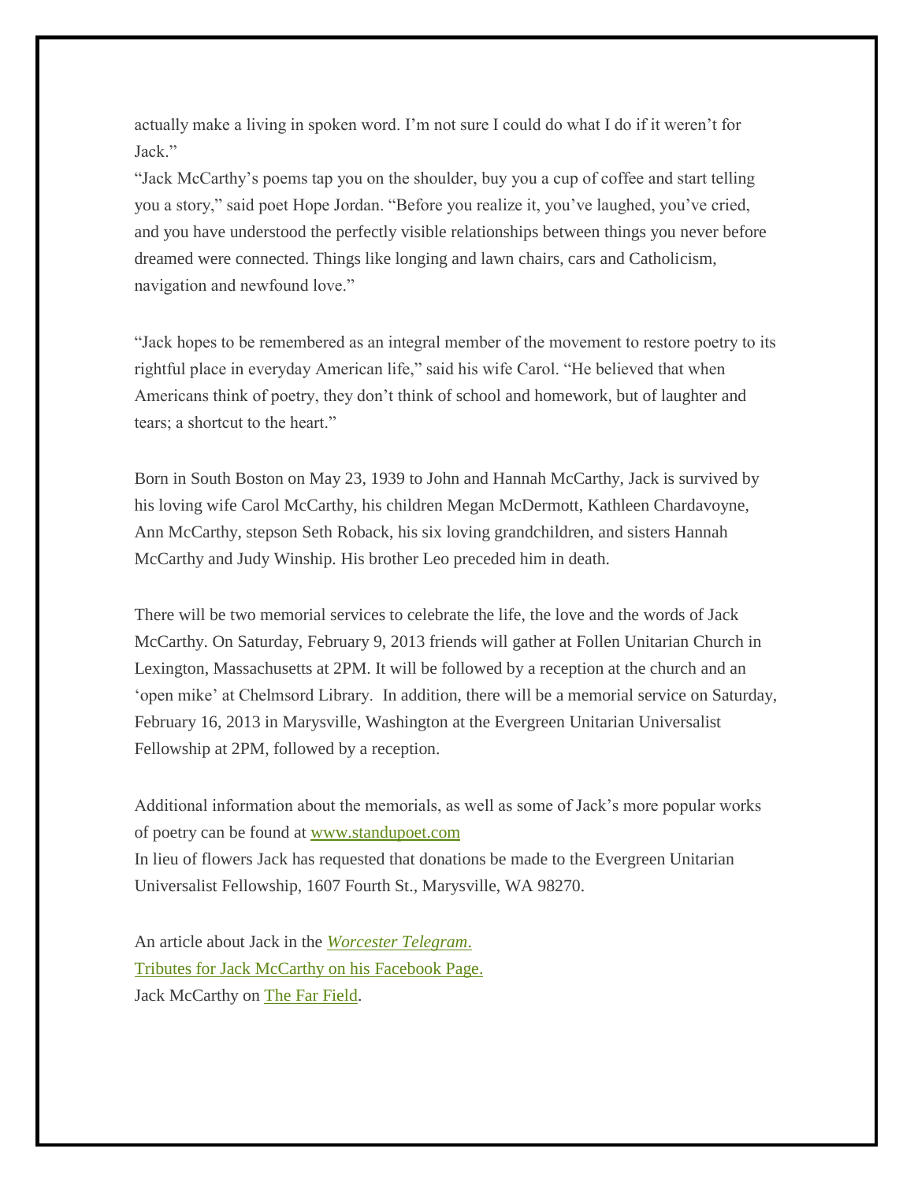actually make a living in spoken word. I'm not sure I could do what I do if it weren't for Jack."

"Jack McCarthy's poems tap you on the shoulder, buy you a cup of coffee and start telling you a story," said poet Hope Jordan. "Before you realize it, you've laughed, you've cried, and you have understood the perfectly visible relationships between things you never before dreamed were connected. Things like longing and lawn chairs, cars and Catholicism, navigation and newfound love."

"Jack hopes to be remembered as an integral member of the movement to restore poetry to its rightful place in everyday American life," said his wife Carol. "He believed that when Americans think of poetry, they don't think of school and homework, but of laughter and tears; a shortcut to the heart."

Born in South Boston on May 23, 1939 to John and Hannah McCarthy, Jack is survived by his loving wife Carol McCarthy, his children Megan McDermott, Kathleen Chardavoyne, Ann McCarthy, stepson Seth Roback, his six loving grandchildren, and sisters Hannah McCarthy and Judy Winship. His brother Leo preceded him in death.

There will be two memorial services to celebrate the life, the love and the words of Jack McCarthy. On Saturday, February 9, 2013 friends will gather at Follen Unitarian Church in Lexington, Massachusetts at 2PM. It will be followed by a reception at the church and an 'open mike' at Chelmsord Library. In addition, there will be a memorial service on Saturday, February 16, 2013 in Marysville, Washington at the Evergreen Unitarian Universalist Fellowship at 2PM, followed by a reception.

Additional information about the memorials, as well as some of Jack's more popular works of poetry can be found at [www.standupoet.com](www.standupoet.com)
In lieu of flowers Jack has requested that donations be made to the Evergreen Unitarian Universalist Fellowship, 1607 Fourth St., Marysville, WA 98270.

An article about Jack in the *Worcester Telegram*.
Tributes for Jack McCarthy on his Facebook Page.
Jack McCarthy on The Far Field.